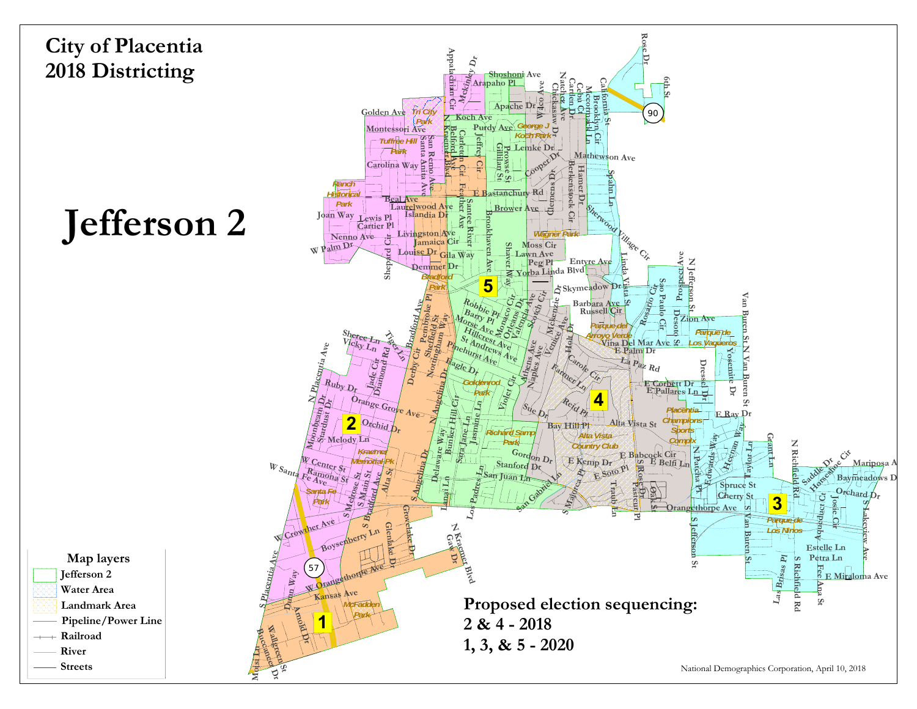# City of Placentia
# 2018 Districting

# Jefferson 2

**Map layers**
- Jefferson 2
- Water Area
- Landmark Area
- Pipeline/Power Line
- Railroad
- River
- Streets

**Proposed election sequencing:**
**2 & 4 - 2018**
**1, 3, & 5 - 2020**

National Demographics Corporation, April 10, 2018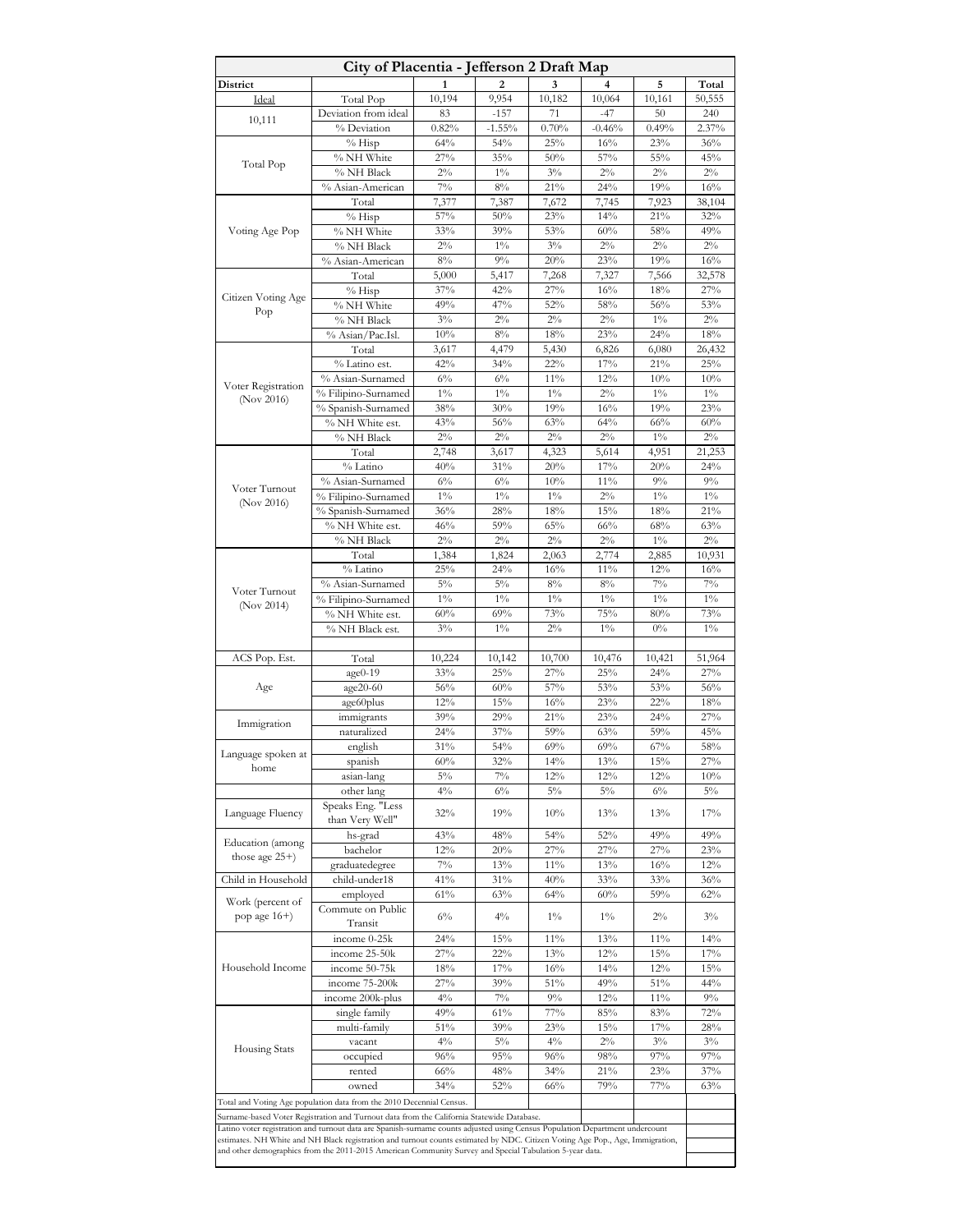# City of Placentia - Jefferson 2 Draft Map

| District | | 1 | 2 | 3 | 4 | 5 | Total |
|---|---|---|---|---|---|---|---|
| Ideal | Total Pop | 10,194 | 9,954 | 10,182 | 10,064 | 10,161 | 50,555 |
| 10,111 | Deviation from ideal | 83 | -157 | 71 | -47 | 50 | 240 |
| | % Deviation | 0.82% | -1.55% | 0.70% | -0.46% | 0.49% | 2.37% |
| Total Pop | % Hisp | 64% | 54% | 25% | 16% | 23% | 36% |
| | % NH White | 27% | 35% | 50% | 57% | 55% | 45% |
| | % NH Black | 2% | 1% | 3% | 2% | 2% | 2% |
| | % Asian-American | 7% | 8% | 21% | 24% | 19% | 16% |
| Voting Age Pop | Total | 7,377 | 7,387 | 7,672 | 7,745 | 7,923 | 38,104 |
| | % Hisp | 57% | 50% | 23% | 14% | 21% | 32% |
| | % NH White | 33% | 39% | 53% | 60% | 58% | 49% |
| | % NH Black | 2% | 1% | 3% | 2% | 2% | 2% |
| | % Asian-American | 8% | 9% | 20% | 23% | 19% | 16% |
| Citizen Voting Age Pop | Total | 5,000 | 5,417 | 7,268 | 7,327 | 7,566 | 32,578 |
| | % Hisp | 37% | 42% | 27% | 16% | 18% | 27% |
| | % NH White | 49% | 47% | 52% | 58% | 56% | 53% |
| | % NH Black | 3% | 2% | 2% | 2% | 1% | 2% |
| | % Asian/Pac.Isl. | 10% | 8% | 18% | 23% | 24% | 18% |
| Voter Registration (Nov 2016) | Total | 3,617 | 4,479 | 5,430 | 6,826 | 6,080 | 26,432 |
| | % Latino est. | 42% | 34% | 22% | 17% | 21% | 25% |
| | % Asian-Surnamed | 6% | 6% | 11% | 12% | 10% | 10% |
| | % Filipino-Surnamed | 1% | 1% | 1% | 2% | 1% | 1% |
| | % Spanish-Surnamed | 38% | 30% | 19% | 16% | 19% | 23% |
| | % NH White est. | 43% | 56% | 63% | 64% | 66% | 60% |
| | % NH Black | 2% | 2% | 2% | 2% | 1% | 2% |
| Voter Turnout (Nov 2016) | Total | 2,748 | 3,617 | 4,323 | 5,614 | 4,951 | 21,253 |
| | % Latino | 40% | 31% | 20% | 17% | 20% | 24% |
| | % Asian-Surnamed | 6% | 6% | 10% | 11% | 9% | 9% |
| | % Filipino-Surnamed | 1% | 1% | 1% | 2% | 1% | 1% |
| | % Spanish-Surnamed | 36% | 28% | 18% | 15% | 18% | 21% |
| | % NH White est. | 46% | 59% | 65% | 66% | 68% | 63% |
| | % NH Black | 2% | 2% | 2% | 2% | 1% | 2% |
| Voter Turnout (Nov 2014) | Total | 1,384 | 1,824 | 2,063 | 2,774 | 2,885 | 10,931 |
| | % Latino | 25% | 24% | 16% | 11% | 12% | 16% |
| | % Asian-Surnamed | 5% | 5% | 8% | 8% | 7% | 7% |
| | % Filipino-Surnamed | 1% | 1% | 1% | 1% | 1% | 1% |
| | % NH White est. | 60% | 69% | 73% | 75% | 80% | 73% |
| | % NH Black est. | 3% | 1% | 2% | 1% | 0% | 1% |
| ACS Pop. Est. | Total | 10,224 | 10,142 | 10,700 | 10,476 | 10,421 | 51,964 |
| Age | age0-19 | 33% | 25% | 27% | 25% | 24% | 27% |
| | age20-60 | 56% | 60% | 57% | 53% | 53% | 56% |
| | age60plus | 12% | 15% | 16% | 23% | 22% | 18% |
| Immigration | immigrants | 39% | 29% | 21% | 23% | 24% | 27% |
| | naturalized | 24% | 37% | 59% | 63% | 59% | 45% |
| Language spoken at home | english | 31% | 54% | 69% | 69% | 67% | 58% |
| | spanish | 60% | 32% | 14% | 13% | 15% | 27% |
| | asian-lang | 5% | 7% | 12% | 12% | 12% | 10% |
| | other lang | 4% | 6% | 5% | 5% | 6% | 5% |
| Language Fluency | Speaks Eng. "Less than Very Well" | 32% | 19% | 10% | 13% | 13% | 17% |
| Education (among those age 25+) | hs-grad | 43% | 48% | 54% | 52% | 49% | 49% |
| | bachelor | 12% | 20% | 27% | 27% | 27% | 23% |
| | graduatedegree | 7% | 13% | 11% | 13% | 16% | 12% |
| Child in Household | child-under18 | 41% | 31% | 40% | 33% | 33% | 36% |
| Work (percent of pop age 16+) | employed | 61% | 63% | 64% | 60% | 59% | 62% |
| | Commute on Public Transit | 6% | 4% | 1% | 1% | 2% | 3% |
| Household Income | income 0-25k | 24% | 15% | 11% | 13% | 11% | 14% |
| | income 25-50k | 27% | 22% | 13% | 12% | 15% | 17% |
| | income 50-75k | 18% | 17% | 16% | 14% | 12% | 15% |
| | income 75-200k | 27% | 39% | 51% | 49% | 51% | 44% |
| | income 200k-plus | 4% | 7% | 9% | 12% | 11% | 9% |
| Housing Stats | single family | 49% | 61% | 77% | 85% | 83% | 72% |
| | multi-family | 51% | 39% | 23% | 15% | 17% | 28% |
| | vacant | 4% | 5% | 4% | 2% | 3% | 3% |
| | occupied | 96% | 95% | 96% | 98% | 97% | 97% |
| | rented | 66% | 48% | 34% | 21% | 23% | 37% |
| | owned | 34% | 52% | 66% | 79% | 77% | 63% |

Total and Voting Age population data from the 2010 Decennial Census.

Surname-based Voter Registration and Turnout data from the California Statewide Database.

Latino voter registration and turnout data are Spanish-surname counts adjusted using Census Population Department undercount estimates. NH White and NH Black registration and turnout counts estimated by NDC. Citizen Voting Age Pop., Age, Immigration, and other demographics from the 2011-2015 American Community Survey and Special Tabulation 5-year data.